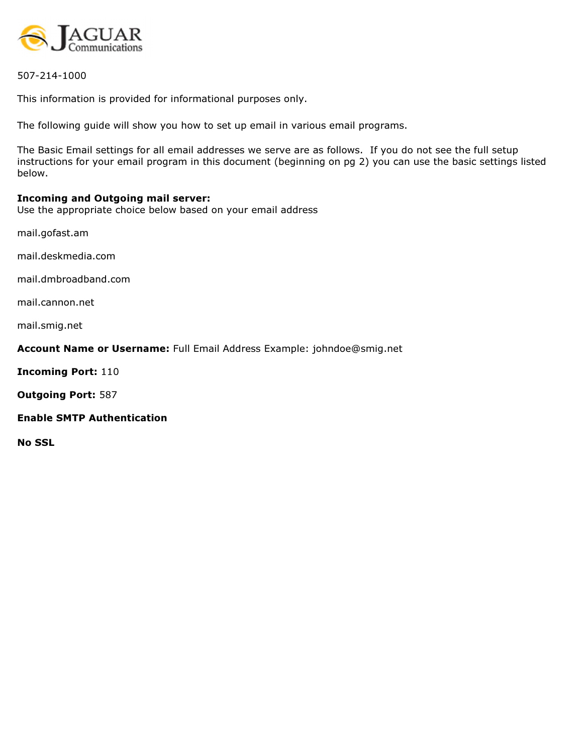JAGUAR Communications

507-214-1000

This information is provided for informational purposes only.

The following guide will show you how to set up email in various email programs.

The Basic Email settings for all email addresses we serve are as follows. If you do not see the full setup instructions for your email program in this document (beginning on pg 2) you can use the basic settings listed below.

**Incoming and Outgoing mail server:**
Use the appropriate choice below based on your email address

mail.gofast.am

mail.deskmedia.com

mail.dmbroadband.com

mail.cannon.net

mail.smig.net

**Account Name or Username:** Full Email Address Example: johndoe@smig.net

**Incoming Port:** 110

**Outgoing Port:** 587

**Enable SMTP Authentication**

**No SSL**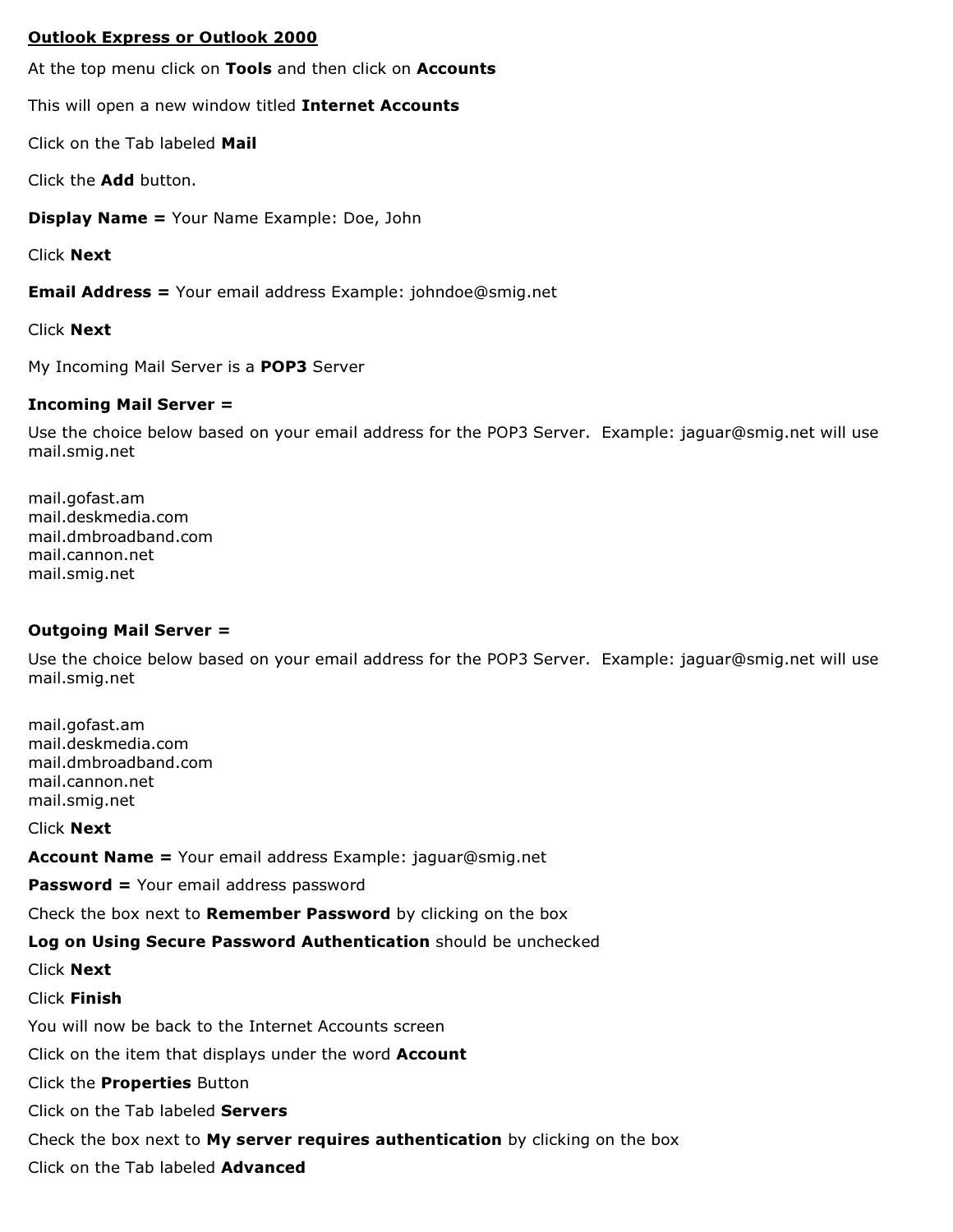**Outlook Express or Outlook 2000**

At the top menu click on **Tools** and then click on **Accounts**

This will open a new window titled **Internet Accounts**

Click on the Tab labeled **Mail**

Click the **Add** button.

**Display Name =** Your Name Example: Doe, John

Click **Next**

**Email Address =** Your email address Example: johndoe@smig.net

Click **Next**

My Incoming Mail Server is a **POP3** Server

**Incoming Mail Server =**

Use the choice below based on your email address for the POP3 Server. Example: jaguar@smig.net will use mail.smig.net

mail.gofast.am
mail.deskmedia.com
mail.dmbroadband.com
mail.cannon.net
mail.smig.net

**Outgoing Mail Server =**

Use the choice below based on your email address for the POP3 Server. Example: jaguar@smig.net will use mail.smig.net

mail.gofast.am
mail.deskmedia.com
mail.dmbroadband.com
mail.cannon.net
mail.smig.net

Click **Next**

**Account Name =** Your email address Example: jaguar@smig.net

**Password =** Your email address password

Check the box next to **Remember Password** by clicking on the box

**Log on Using Secure Password Authentication** should be unchecked

Click **Next**

Click **Finish**

You will now be back to the Internet Accounts screen

Click on the item that displays under the word **Account**

Click the **Properties** Button

Click on the Tab labeled **Servers**

Check the box next to **My server requires authentication** by clicking on the box

Click on the Tab labeled **Advanced**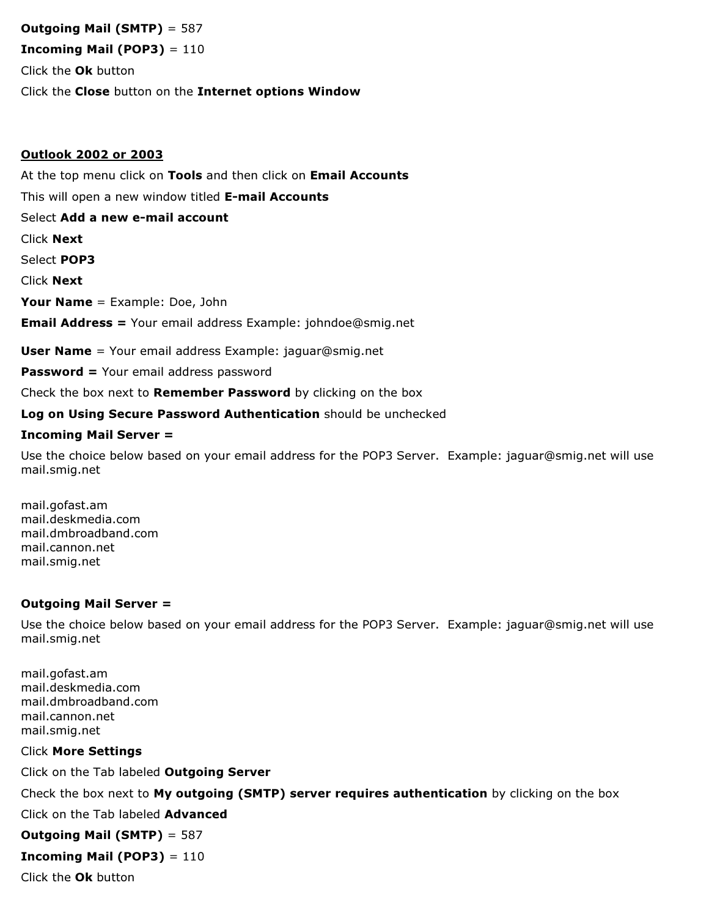**Outgoing Mail (SMTP)** = 587

**Incoming Mail (POP3)** = 110

Click the **Ok** button

Click the **Close** button on the **Internet options Window**

**Outlook 2002 or 2003**

At the top menu click on **Tools** and then click on **Email Accounts**

This will open a new window titled **E-mail Accounts**

Select **Add a new e-mail account**

Click **Next**

Select **POP3**

Click **Next**

**Your Name** = Example: Doe, John

**Email Address =** Your email address Example: johndoe@smig.net

**User Name** = Your email address Example: jaguar@smig.net

**Password =** Your email address password

Check the box next to **Remember Password** by clicking on the box

**Log on Using Secure Password Authentication** should be unchecked

**Incoming Mail Server =**

Use the choice below based on your email address for the POP3 Server. Example: jaguar@smig.net will use mail.smig.net

mail.gofast.am
mail.deskmedia.com
mail.dmbroadband.com
mail.cannon.net
mail.smig.net

**Outgoing Mail Server =**

Use the choice below based on your email address for the POP3 Server. Example: jaguar@smig.net will use mail.smig.net

mail.gofast.am
mail.deskmedia.com
mail.dmbroadband.com
mail.cannon.net
mail.smig.net

Click **More Settings**

Click on the Tab labeled **Outgoing Server**

Check the box next to **My outgoing (SMTP) server requires authentication** by clicking on the box

Click on the Tab labeled **Advanced**

**Outgoing Mail (SMTP)** = 587

**Incoming Mail (POP3)** = 110

Click the **Ok** button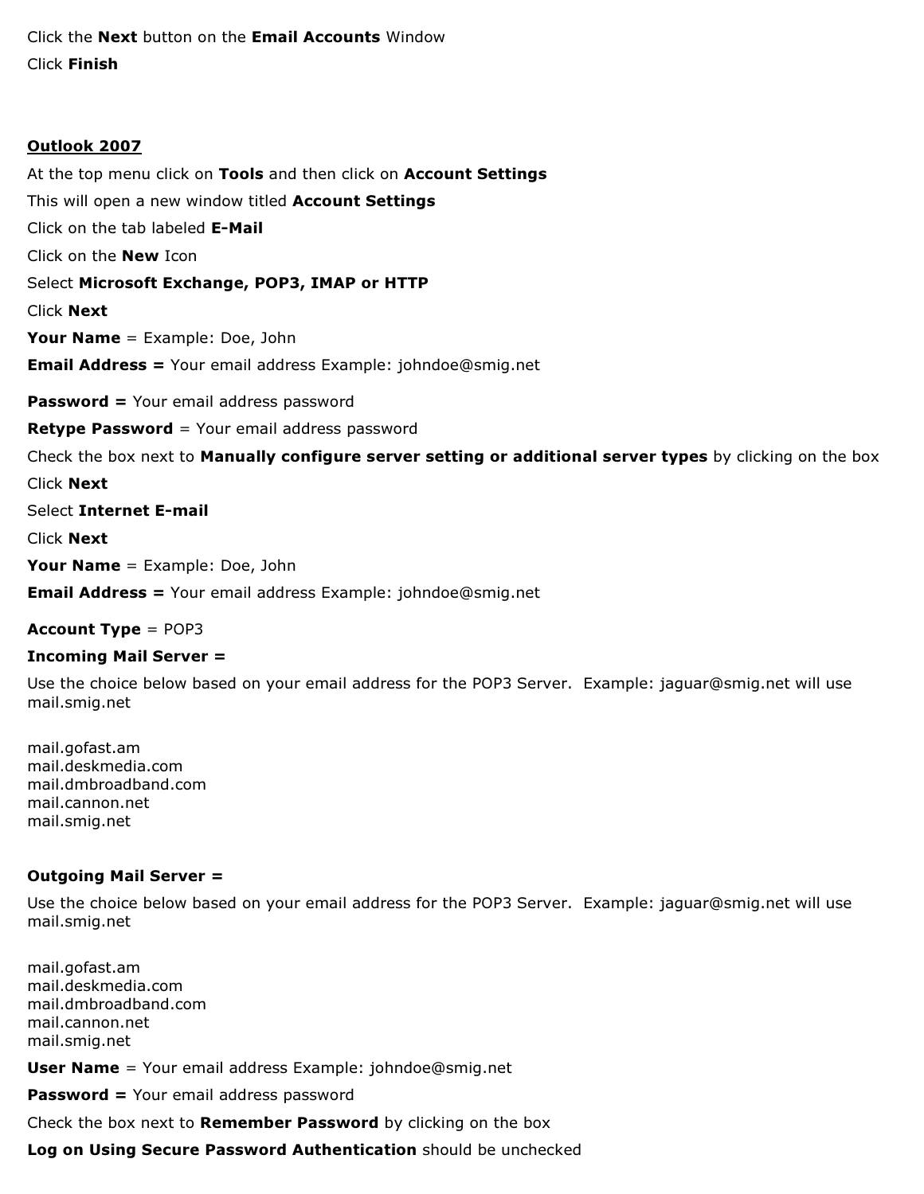Click the **Next** button on the **Email Accounts** Window

Click **Finish**

**Outlook 2007**

At the top menu click on **Tools** and then click on **Account Settings**

This will open a new window titled **Account Settings**

Click on the tab labeled **E-Mail**

Click on the **New** Icon

Select **Microsoft Exchange, POP3, IMAP or HTTP**

Click **Next**

**Your Name** = Example: Doe, John

**Email Address =** Your email address Example: johndoe@smig.net

**Password =** Your email address password

**Retype Password** = Your email address password

Check the box next to **Manually configure server setting or additional server types** by clicking on the box

Click **Next**

Select **Internet E-mail**

Click **Next**

**Your Name** = Example: Doe, John

**Email Address =** Your email address Example: johndoe@smig.net

**Account Type** = POP3

**Incoming Mail Server =**

Use the choice below based on your email address for the POP3 Server. Example: jaguar@smig.net will use mail.smig.net

mail.gofast.am
mail.deskmedia.com
mail.dmbroadband.com
mail.cannon.net
mail.smig.net

**Outgoing Mail Server =**

Use the choice below based on your email address for the POP3 Server. Example: jaguar@smig.net will use mail.smig.net

mail.gofast.am
mail.deskmedia.com
mail.dmbroadband.com
mail.cannon.net
mail.smig.net

**User Name** = Your email address Example: johndoe@smig.net

**Password =** Your email address password

Check the box next to **Remember Password** by clicking on the box

**Log on Using Secure Password Authentication** should be unchecked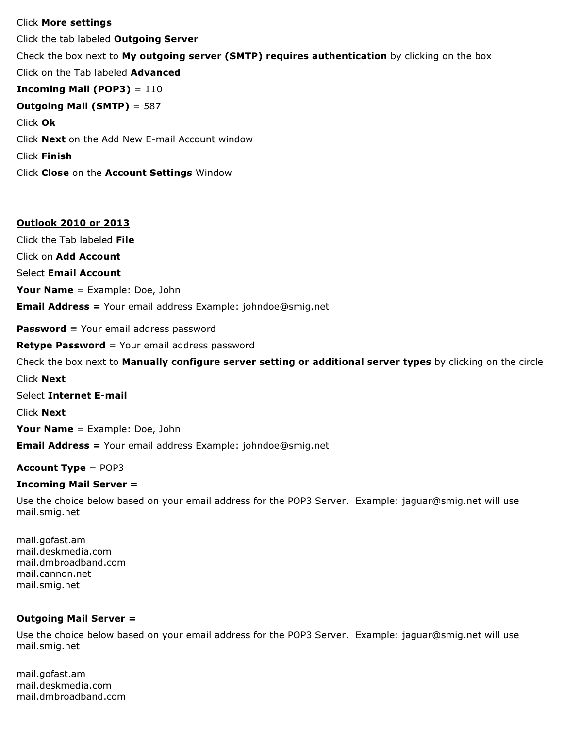Click **More settings**

Click the tab labeled **Outgoing Server**

Check the box next to **My outgoing server (SMTP) requires authentication** by clicking on the box

Click on the Tab labeled **Advanced**

**Incoming Mail (POP3)** = 110

**Outgoing Mail (SMTP)** = 587

Click **Ok**

Click **Next** on the Add New E-mail Account window

Click **Finish**

Click **Close** on the **Account Settings** Window

**<u>Outlook 2010 or 2013</u>**

Click the Tab labeled **File**

Click on **Add Account**

Select **Email Account**

**Your Name** = Example: Doe, John

**Email Address =** Your email address Example: johndoe@smig.net

**Password =** Your email address password

**Retype Password** = Your email address password

Check the box next to **Manually configure server setting or additional server types** by clicking on the circle

Click **Next**

Select **Internet E-mail**

Click **Next**

**Your Name** = Example: Doe, John

**Email Address =** Your email address Example: johndoe@smig.net

**Account Type** = POP3

**Incoming Mail Server =**

Use the choice below based on your email address for the POP3 Server. Example: jaguar@smig.net will use mail.smig.net

mail.gofast.am
mail.deskmedia.com
mail.dmbroadband.com
mail.cannon.net
mail.smig.net

**Outgoing Mail Server =**

Use the choice below based on your email address for the POP3 Server. Example: jaguar@smig.net will use mail.smig.net

mail.gofast.am
mail.deskmedia.com
mail.dmbroadband.com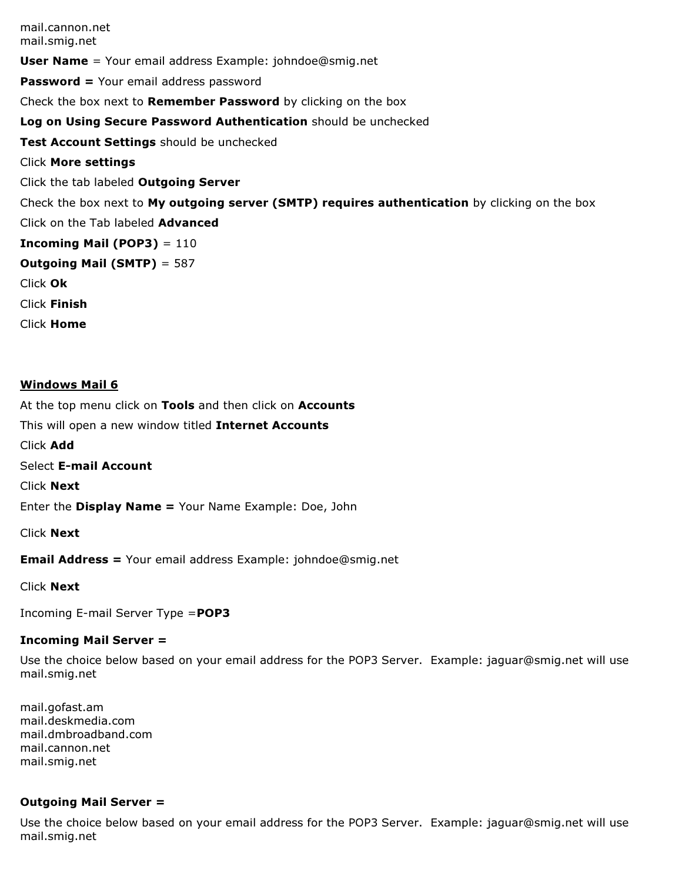mail.cannon.net
mail.smig.net

**User Name** = Your email address Example: johndoe@smig.net

**Password =** Your email address password

Check the box next to **Remember Password** by clicking on the box

**Log on Using Secure Password Authentication** should be unchecked

**Test Account Settings** should be unchecked

Click **More settings**

Click the tab labeled **Outgoing Server**

Check the box next to **My outgoing server (SMTP) requires authentication** by clicking on the box

Click on the Tab labeled **Advanced**

**Incoming Mail (POP3)** = 110

**Outgoing Mail (SMTP)** = 587

Click **Ok**

Click **Finish**

Click **Home**

## Windows Mail 6

At the top menu click on **Tools** and then click on **Accounts**

This will open a new window titled **Internet Accounts**

Click **Add**

Select **E-mail Account**

Click **Next**

Enter the **Display Name =** Your Name Example: Doe, John

Click **Next**

**Email Address =** Your email address Example: johndoe@smig.net

Click **Next**

Incoming E-mail Server Type =**POP3**

**Incoming Mail Server =**

Use the choice below based on your email address for the POP3 Server. Example: jaguar@smig.net will use mail.smig.net

mail.gofast.am
mail.deskmedia.com
mail.dmbroadband.com
mail.cannon.net
mail.smig.net

**Outgoing Mail Server =**

Use the choice below based on your email address for the POP3 Server. Example: jaguar@smig.net will use mail.smig.net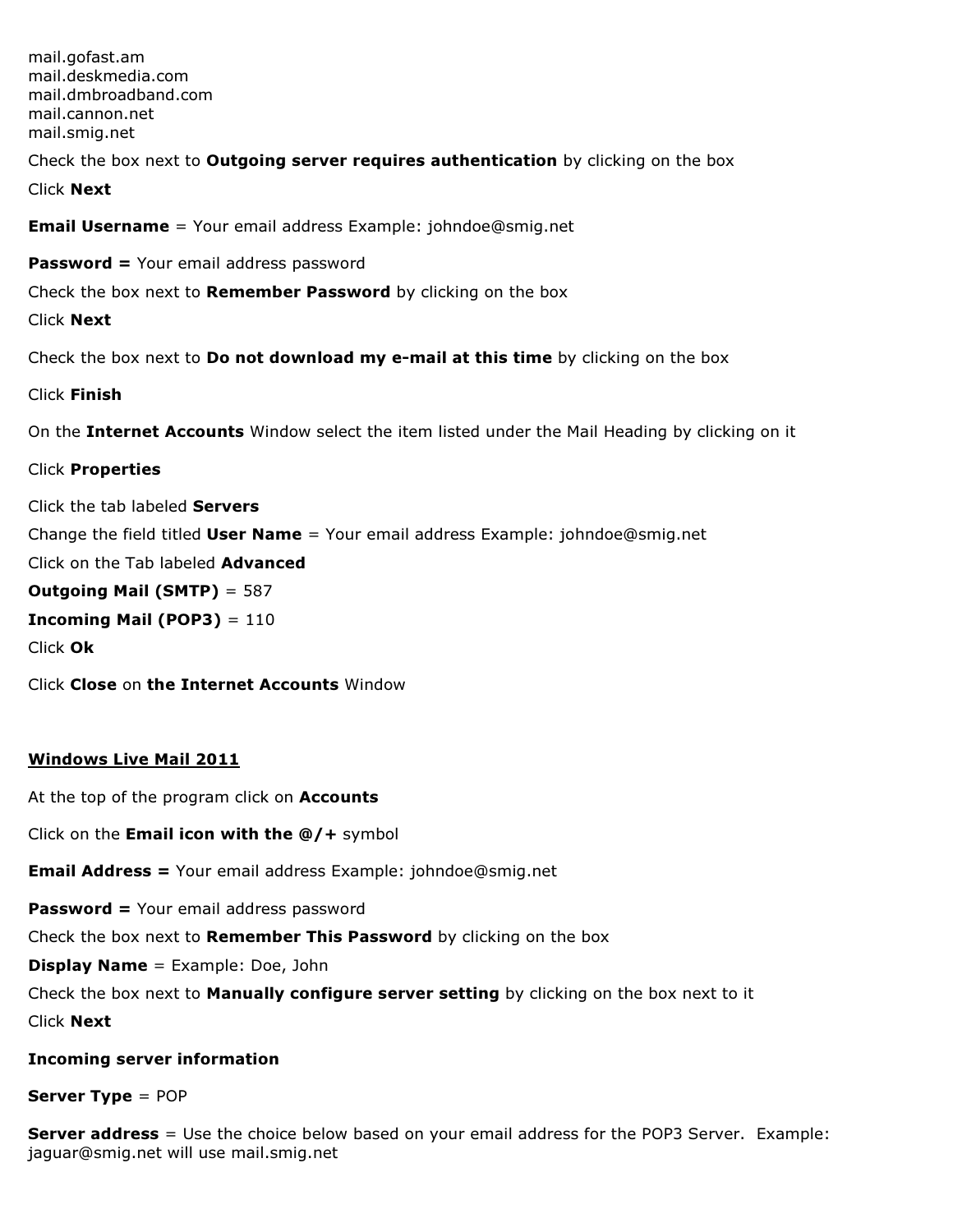mail.gofast.am
mail.deskmedia.com
mail.dmbroadband.com
mail.cannon.net
mail.smig.net

Check the box next to **Outgoing server requires authentication** by clicking on the box

Click **Next**

**Email Username** = Your email address Example: johndoe@smig.net

**Password =** Your email address password

Check the box next to **Remember Password** by clicking on the box

Click **Next**

Check the box next to **Do not download my e-mail at this time** by clicking on the box

Click **Finish**

On the **Internet Accounts** Window select the item listed under the Mail Heading by clicking on it

Click **Properties**

Click the tab labeled **Servers**

Change the field titled **User Name** = Your email address Example: johndoe@smig.net

Click on the Tab labeled **Advanced**

**Outgoing Mail (SMTP)** = 587

**Incoming Mail (POP3)** = 110

Click **Ok**

Click **Close** on **the Internet Accounts** Window

## Windows Live Mail 2011

At the top of the program click on **Accounts**

Click on the **Email icon with the @/+** symbol

**Email Address =** Your email address Example: johndoe@smig.net

**Password =** Your email address password

Check the box next to **Remember This Password** by clicking on the box

**Display Name** = Example: Doe, John

Check the box next to **Manually configure server setting** by clicking on the box next to it

Click **Next**

**Incoming server information**

**Server Type** = POP

**Server address** = Use the choice below based on your email address for the POP3 Server. Example: jaguar@smig.net will use mail.smig.net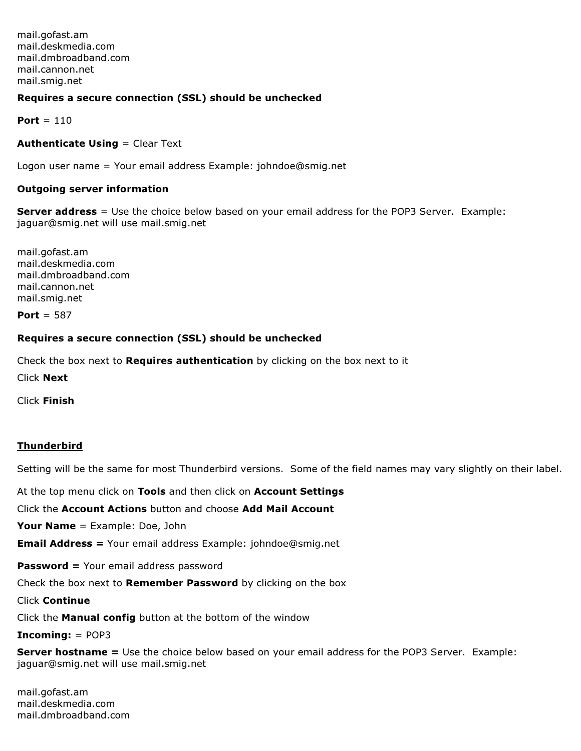mail.gofast.am
mail.deskmedia.com
mail.dmbroadband.com
mail.cannon.net
mail.smig.net

**Requires a secure connection (SSL) should be unchecked**

**Port** = 110

**Authenticate Using** = Clear Text

Logon user name = Your email address Example: johndoe@smig.net

**Outgoing server information**

**Server address** = Use the choice below based on your email address for the POP3 Server. Example: jaguar@smig.net will use mail.smig.net

mail.gofast.am
mail.deskmedia.com
mail.dmbroadband.com
mail.cannon.net
mail.smig.net

**Port** = 587

**Requires a secure connection (SSL) should be unchecked**

Check the box next to **Requires authentication** by clicking on the box next to it

Click **Next**

Click **Finish**

## Thunderbird

Setting will be the same for most Thunderbird versions. Some of the field names may vary slightly on their label.

At the top menu click on **Tools** and then click on **Account Settings**

Click the **Account Actions** button and choose **Add Mail Account**

**Your Name** = Example: Doe, John

**Email Address =** Your email address Example: johndoe@smig.net

**Password =** Your email address password

Check the box next to **Remember Password** by clicking on the box

Click **Continue**

Click the **Manual config** button at the bottom of the window

**Incoming:** = POP3

**Server hostname =** Use the choice below based on your email address for the POP3 Server. Example: jaguar@smig.net will use mail.smig.net

mail.gofast.am
mail.deskmedia.com
mail.dmbroadband.com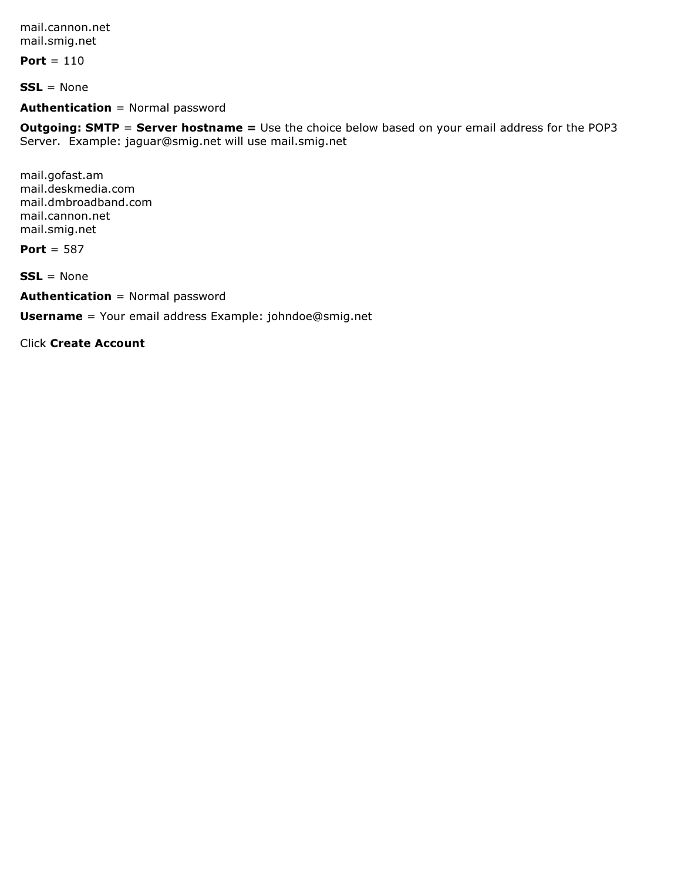mail.cannon.net
mail.smig.net

**Port** = 110

**SSL** = None

**Authentication** = Normal password

**Outgoing: SMTP** = **Server hostname =** Use the choice below based on your email address for the POP3 Server. Example: jaguar@smig.net will use mail.smig.net

mail.gofast.am
mail.deskmedia.com
mail.dmbroadband.com
mail.cannon.net
mail.smig.net

**Port** = 587

**SSL** = None

**Authentication** = Normal password

**Username** = Your email address Example: johndoe@smig.net

Click **Create Account**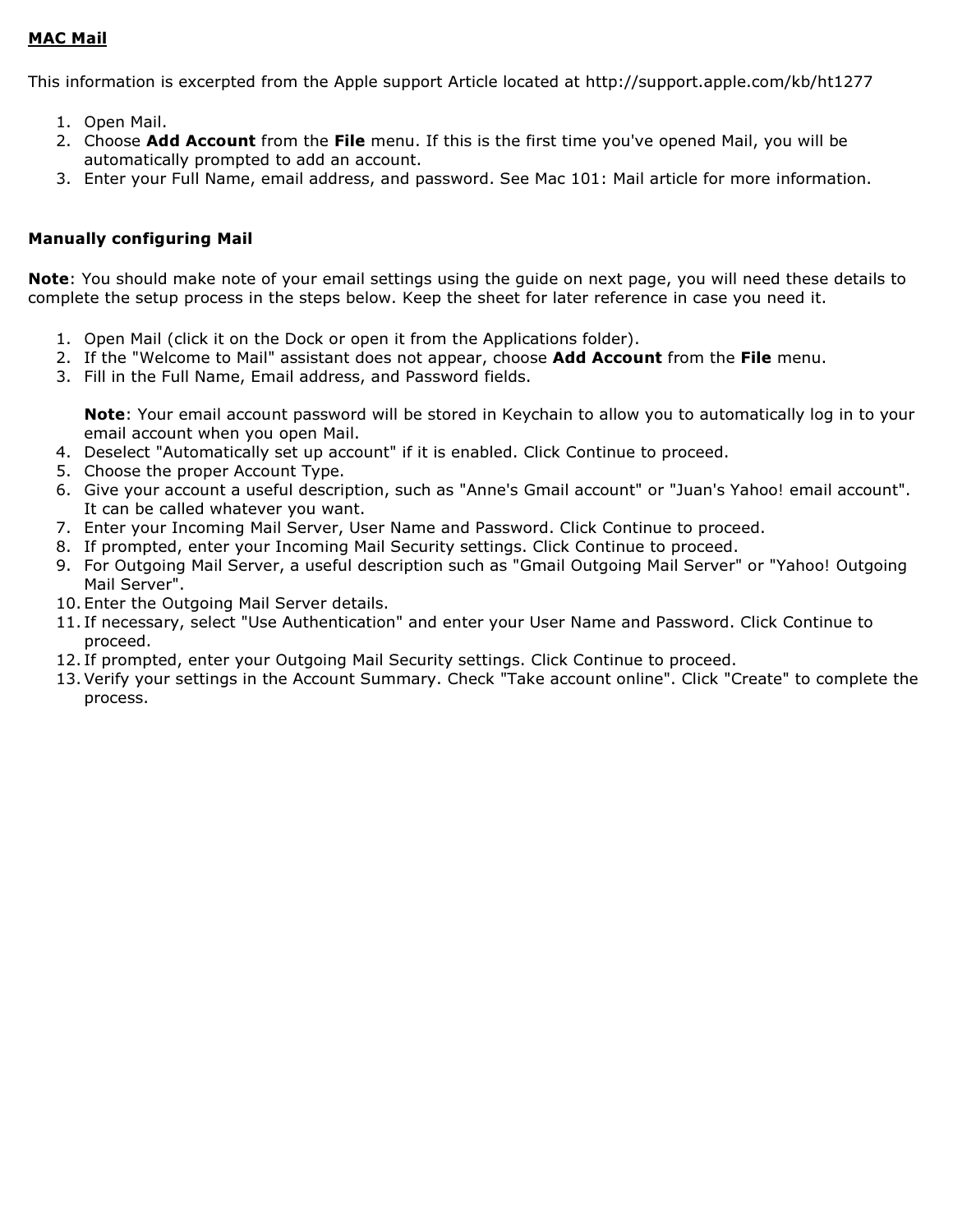**MAC Mail**

This information is excerpted from the Apple support Article located at http://support.apple.com/kb/ht1277

1. Open Mail.
2. Choose **Add Account** from the **File** menu. If this is the first time you've opened Mail, you will be automatically prompted to add an account.
3. Enter your Full Name, email address, and password. See Mac 101: Mail article for more information.

**Manually configuring Mail**

**Note**: You should make note of your email settings using the guide on next page, you will need these details to complete the setup process in the steps below. Keep the sheet for later reference in case you need it.

1. Open Mail (click it on the Dock or open it from the Applications folder).
2. If the "Welcome to Mail" assistant does not appear, choose **Add Account** from the **File** menu.
3. Fill in the Full Name, Email address, and Password fields.

   **Note**: Your email account password will be stored in Keychain to allow you to automatically log in to your email account when you open Mail.
4. Deselect "Automatically set up account" if it is enabled. Click Continue to proceed.
5. Choose the proper Account Type.
6. Give your account a useful description, such as "Anne's Gmail account" or "Juan's Yahoo! email account". It can be called whatever you want.
7. Enter your Incoming Mail Server, User Name and Password. Click Continue to proceed.
8. If prompted, enter your Incoming Mail Security settings. Click Continue to proceed.
9. For Outgoing Mail Server, a useful description such as "Gmail Outgoing Mail Server" or "Yahoo! Outgoing Mail Server".
10. Enter the Outgoing Mail Server details.
11. If necessary, select "Use Authentication" and enter your User Name and Password. Click Continue to proceed.
12. If prompted, enter your Outgoing Mail Security settings. Click Continue to proceed.
13. Verify your settings in the Account Summary. Check "Take account online". Click "Create" to complete the process.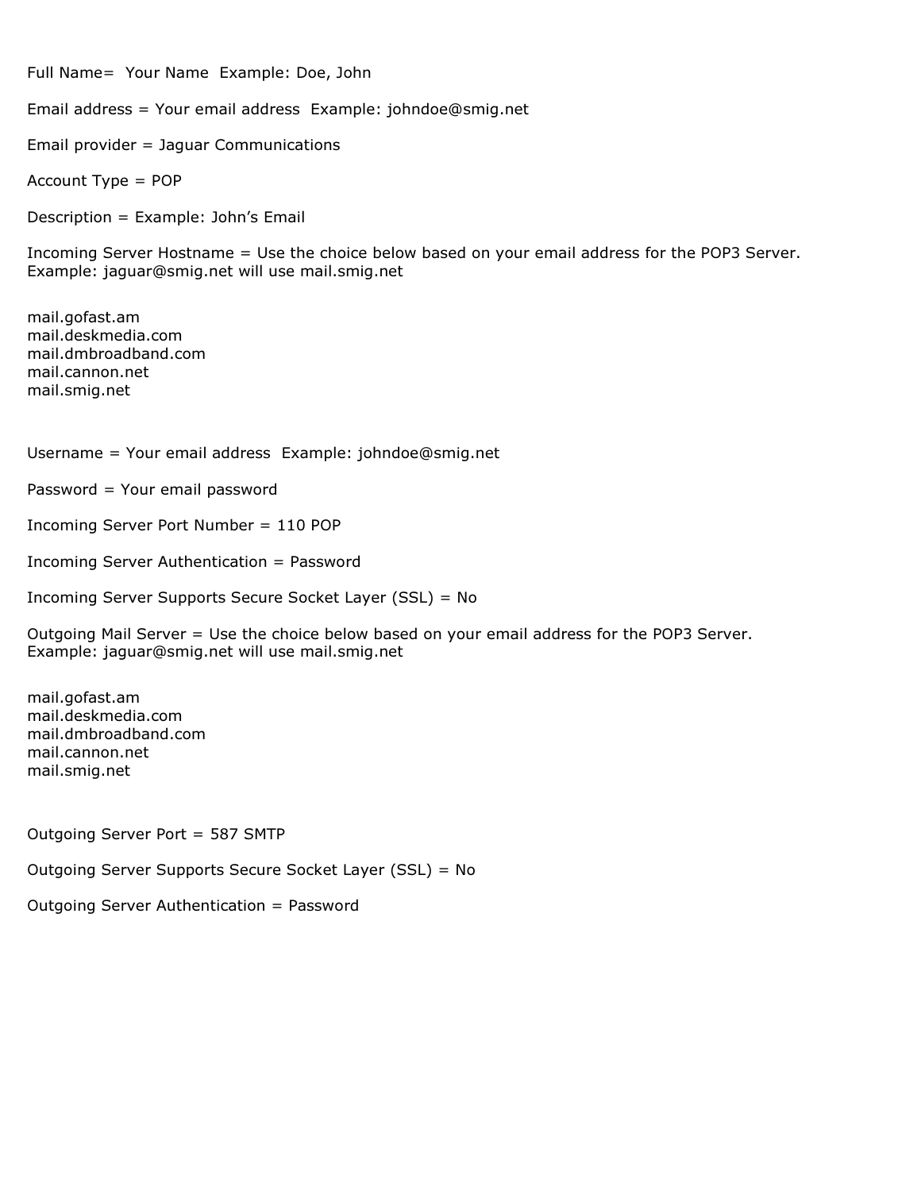Full Name= Your Name Example: Doe, John

Email address = Your email address Example: johndoe@smig.net

Email provider = Jaguar Communications

Account Type = POP

Description = Example: John's Email

Incoming Server Hostname = Use the choice below based on your email address for the POP3 Server.
Example: jaguar@smig.net will use mail.smig.net

mail.gofast.am
mail.deskmedia.com
mail.dmbroadband.com
mail.cannon.net
mail.smig.net

Username = Your email address Example: johndoe@smig.net

Password = Your email password

Incoming Server Port Number = 110 POP

Incoming Server Authentication = Password

Incoming Server Supports Secure Socket Layer (SSL) = No

Outgoing Mail Server = Use the choice below based on your email address for the POP3 Server.
Example: jaguar@smig.net will use mail.smig.net

mail.gofast.am
mail.deskmedia.com
mail.dmbroadband.com
mail.cannon.net
mail.smig.net

Outgoing Server Port = 587 SMTP

Outgoing Server Supports Secure Socket Layer (SSL) = No

Outgoing Server Authentication = Password